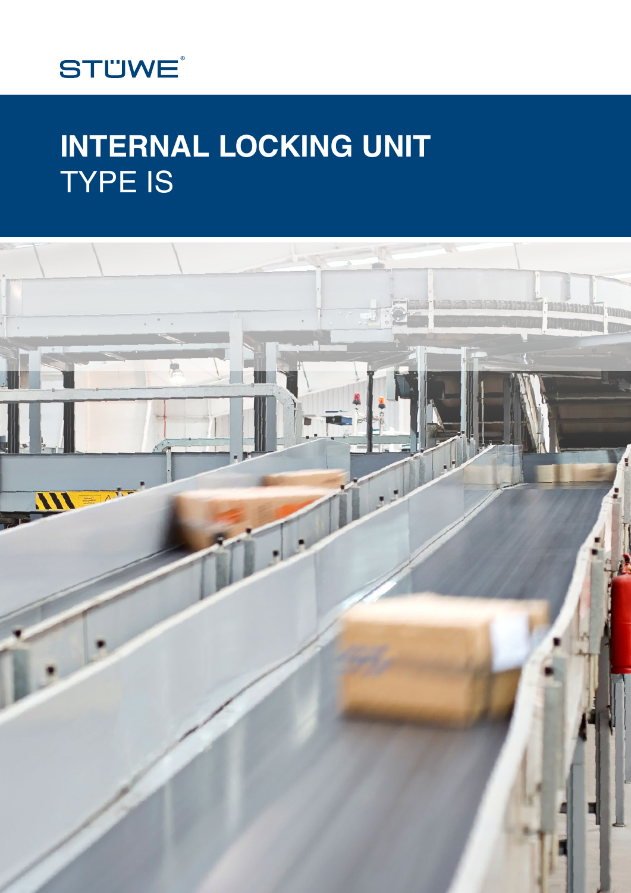STÜWE®

# INTERNAL LOCKING UNIT
TYPE IS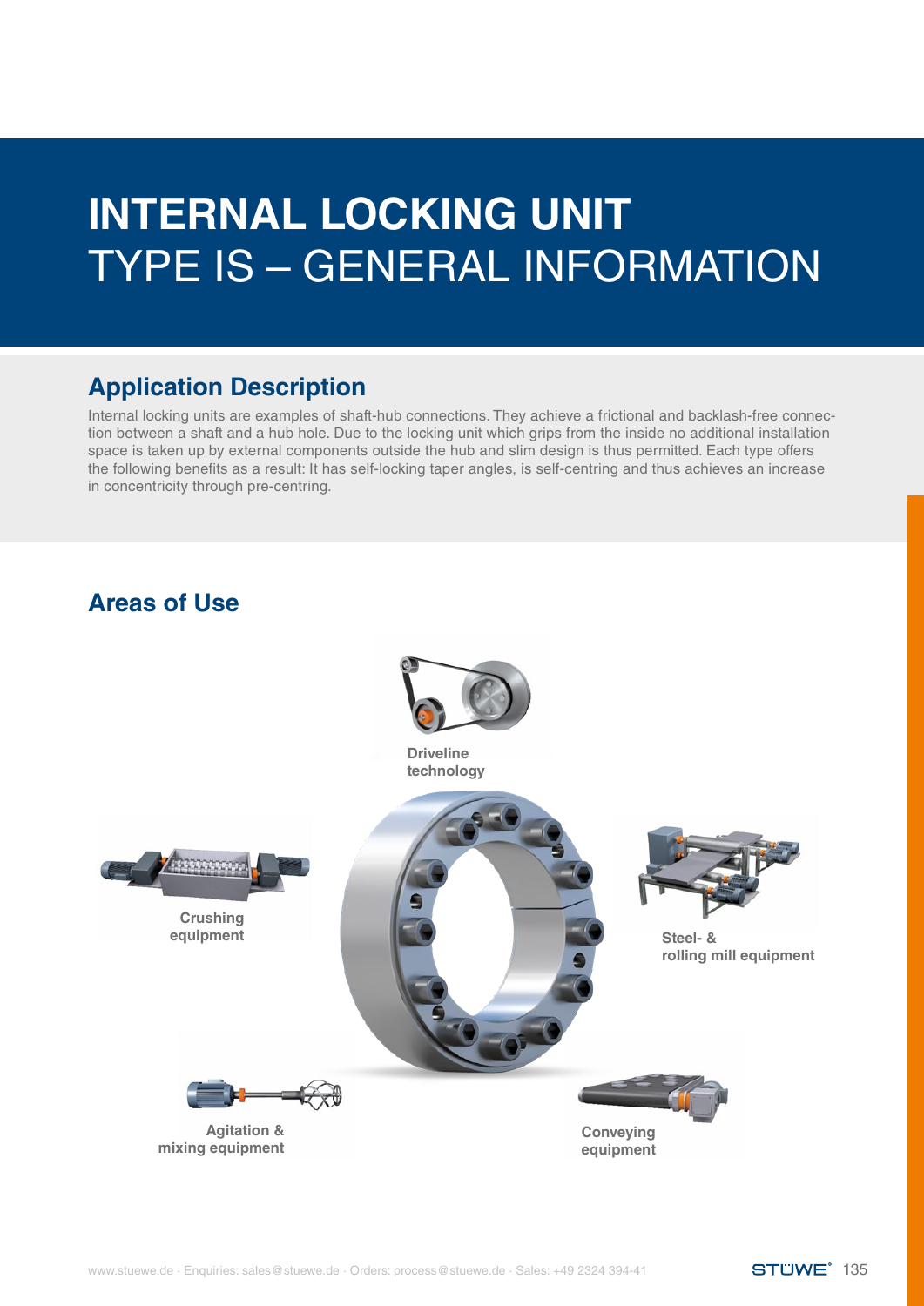# INTERNAL LOCKING UNIT
# TYPE IS – GENERAL INFORMATION

## Application Description

Internal locking units are examples of shaft-hub connections. They achieve a frictional and backlash-free connection between a shaft and a hub hole. Due to the locking unit which grips from the inside no additional installation space is taken up by external components outside the hub and slim design is thus permitted. Each type offers the following benefits as a result: It has self-locking taper angles, is self-centring and thus achieves an increase in concentricity through pre-centring.

## Areas of Use

Driveline technology

Crushing equipment

Steel- & rolling mill equipment

Agitation & mixing equipment

Conveying equipment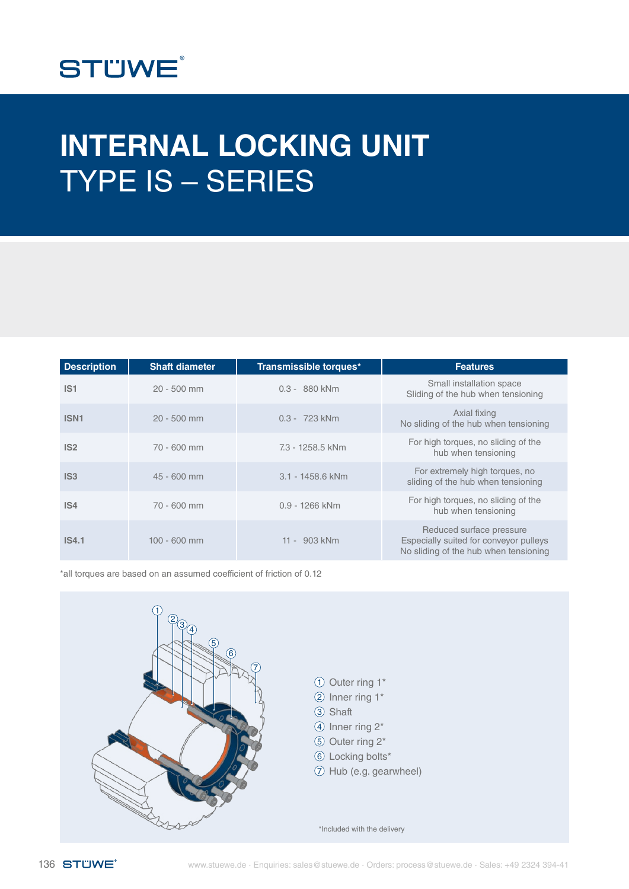# INTERNAL LOCKING UNIT
# TYPE IS – SERIES

| Description | Shaft diameter | Transmissible torques* | Features |
|---|---|---|---|
| IS1 | 20 - 500 mm | 0.3 - 880 kNm | Small installation space<br>Sliding of the hub when tensioning |
| ISN1 | 20 - 500 mm | 0.3 - 723 kNm | Axial fixing<br>No sliding of the hub when tensioning |
| IS2 | 70 - 600 mm | 7.3 - 1258.5 kNm | For high torques, no sliding of the hub when tensioning |
| IS3 | 45 - 600 mm | 3.1 - 1458.6 kNm | For extremely high torques, no sliding of the hub when tensioning |
| IS4 | 70 - 600 mm | 0.9 - 1266 kNm | For high torques, no sliding of the hub when tensioning |
| IS4.1 | 100 - 600 mm | 11 - 903 kNm | Reduced surface pressure<br>Especially suited for conveyor pulleys<br>No sliding of the hub when tensioning |

*all torques are based on an assumed coefficient of friction of 0.12

1. Outer ring 1*
2. Inner ring 1*
3. Shaft
4. Inner ring 2*
5. Outer ring 2*
6. Locking bolts*
7. Hub (e.g. gearwheel)

*Included with the delivery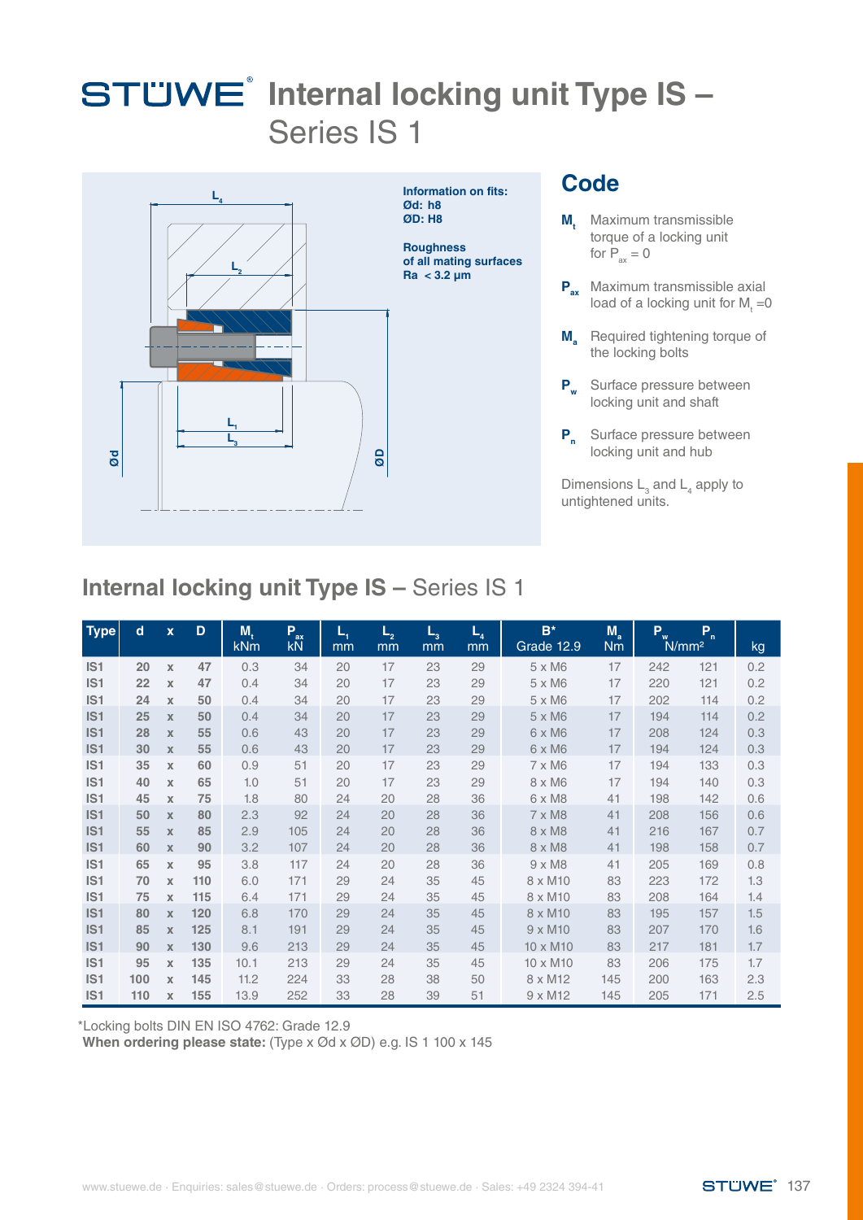# STÜWE® Internal locking unit Type IS – Series IS 1

**Information on fits:**
**Ød: h8**
**ØD: H8**

**Roughness of all mating surfaces**
**Ra < 3.2 µm**

## Code

- **$M_t$** Maximum transmissible torque of a locking unit for $P_{ax} = 0$
- **$P_{ax}$** Maximum transmissible axial load of a locking unit for $M_t = 0$
- **$M_a$** Required tightening torque of the locking bolts
- **$P_w$** Surface pressure between locking unit and shaft
- **$P_n$** Surface pressure between locking unit and hub

Dimensions $L_3$ and $L_4$ apply to untightened units.

## Internal locking unit Type IS – Series IS 1

| Type | d | x | D | $M_t$ kNm | $P_{ax}$ kN | $L_1$ mm | $L_2$ mm | $L_3$ mm | $L_4$ mm | B* Grade 12.9 | $M_a$ Nm | $P_w$ N/mm² | $P_n$ N/mm² | kg |
|---|---|---|---|---|---|---|---|---|---|---|---|---|---|---|
| IS1 | 20 | x | 47 | 0.3 | 34 | 20 | 17 | 23 | 29 | 5 x M6 | 17 | 242 | 121 | 0.2 |
| IS1 | 22 | x | 47 | 0.4 | 34 | 20 | 17 | 23 | 29 | 5 x M6 | 17 | 220 | 121 | 0.2 |
| IS1 | 24 | x | 50 | 0.4 | 34 | 20 | 17 | 23 | 29 | 5 x M6 | 17 | 202 | 114 | 0.2 |
| IS1 | 25 | x | 50 | 0.4 | 34 | 20 | 17 | 23 | 29 | 5 x M6 | 17 | 194 | 114 | 0.2 |
| IS1 | 28 | x | 55 | 0.6 | 43 | 20 | 17 | 23 | 29 | 6 x M6 | 17 | 208 | 124 | 0.3 |
| IS1 | 30 | x | 55 | 0.6 | 43 | 20 | 17 | 23 | 29 | 6 x M6 | 17 | 194 | 124 | 0.3 |
| IS1 | 35 | x | 60 | 0.9 | 51 | 20 | 17 | 23 | 29 | 7 x M6 | 17 | 194 | 133 | 0.3 |
| IS1 | 40 | x | 65 | 1.0 | 51 | 20 | 17 | 23 | 29 | 8 x M6 | 17 | 194 | 140 | 0.3 |
| IS1 | 45 | x | 75 | 1.8 | 80 | 24 | 20 | 28 | 36 | 6 x M8 | 41 | 198 | 142 | 0.6 |
| IS1 | 50 | x | 80 | 2.3 | 92 | 24 | 20 | 28 | 36 | 7 x M8 | 41 | 208 | 156 | 0.6 |
| IS1 | 55 | x | 85 | 2.9 | 105 | 24 | 20 | 28 | 36 | 8 x M8 | 41 | 216 | 167 | 0.7 |
| IS1 | 60 | x | 90 | 3.2 | 107 | 24 | 20 | 28 | 36 | 8 x M8 | 41 | 198 | 158 | 0.7 |
| IS1 | 65 | x | 95 | 3.8 | 117 | 24 | 20 | 28 | 36 | 9 x M8 | 41 | 205 | 169 | 0.8 |
| IS1 | 70 | x | 110 | 6.0 | 171 | 29 | 24 | 35 | 45 | 8 x M10 | 83 | 223 | 172 | 1.3 |
| IS1 | 75 | x | 115 | 6.4 | 171 | 29 | 24 | 35 | 45 | 8 x M10 | 83 | 208 | 164 | 1.4 |
| IS1 | 80 | x | 120 | 6.8 | 170 | 29 | 24 | 35 | 45 | 8 x M10 | 83 | 195 | 157 | 1.5 |
| IS1 | 85 | x | 125 | 8.1 | 191 | 29 | 24 | 35 | 45 | 9 x M10 | 83 | 207 | 170 | 1.6 |
| IS1 | 90 | x | 130 | 9.6 | 213 | 29 | 24 | 35 | 45 | 10 x M10 | 83 | 217 | 181 | 1.7 |
| IS1 | 95 | x | 135 | 10.1 | 213 | 29 | 24 | 35 | 45 | 10 x M10 | 83 | 206 | 175 | 1.7 |
| IS1 | 100 | x | 145 | 11.2 | 224 | 33 | 28 | 38 | 50 | 8 x M12 | 145 | 200 | 163 | 2.3 |
| IS1 | 110 | x | 155 | 13.9 | 252 | 33 | 28 | 39 | 51 | 9 x M12 | 145 | 205 | 171 | 2.5 |

*Locking bolts DIN EN ISO 4762: Grade 12.9

**When ordering please state:** (Type x Ød x ØD) e.g. IS 1 100 x 145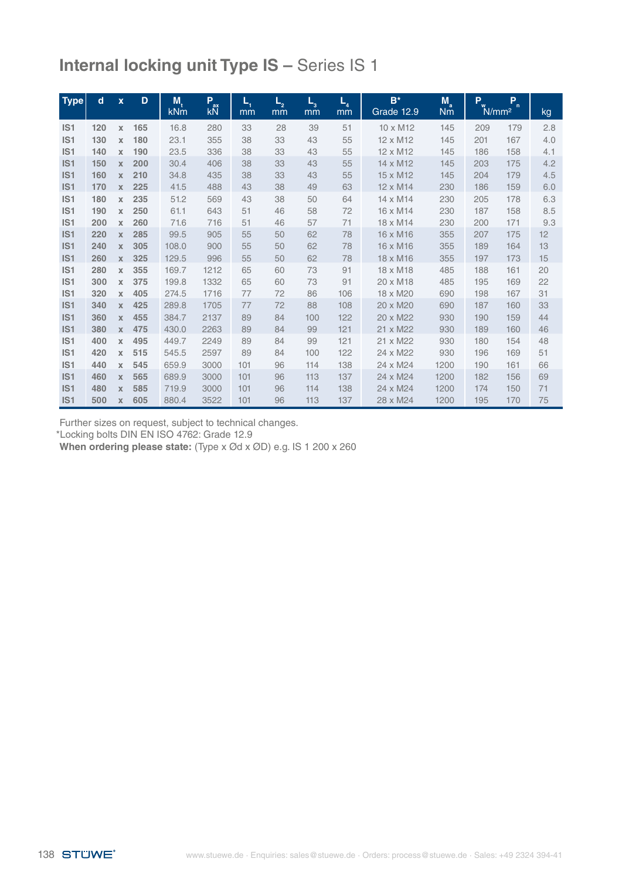# **Internal locking unit Type IS –** Series IS 1

| Type | d | x | D | $M_t$ kNm | $P_{ax}$ kN | $L_1$ mm | $L_2$ mm | $L_3$ mm | $L_4$ mm | B* Grade 12.9 | $M_a$ Nm | $P_w$ N/mm² | $P_n$ N/mm² | kg |
|---|---|---|---|---|---|---|---|---|---|---|---|---|---|---|
| IS1 | 120 | x | 165 | 16.8 | 280 | 33 | 28 | 39 | 51 | 10 x M12 | 145 | 209 | 179 | 2.8 |
| IS1 | 130 | x | 180 | 23.1 | 355 | 38 | 33 | 43 | 55 | 12 x M12 | 145 | 201 | 167 | 4.0 |
| IS1 | 140 | x | 190 | 23.5 | 336 | 38 | 33 | 43 | 55 | 12 x M12 | 145 | 186 | 158 | 4.1 |
| IS1 | 150 | x | 200 | 30.4 | 406 | 38 | 33 | 43 | 55 | 14 x M12 | 145 | 203 | 175 | 4.2 |
| IS1 | 160 | x | 210 | 34.8 | 435 | 38 | 33 | 43 | 55 | 15 x M12 | 145 | 204 | 179 | 4.5 |
| IS1 | 170 | x | 225 | 41.5 | 488 | 43 | 38 | 49 | 63 | 12 x M14 | 230 | 186 | 159 | 6.0 |
| IS1 | 180 | x | 235 | 51.2 | 569 | 43 | 38 | 50 | 64 | 14 x M14 | 230 | 205 | 178 | 6.3 |
| IS1 | 190 | x | 250 | 61.1 | 643 | 51 | 46 | 58 | 72 | 16 x M14 | 230 | 187 | 158 | 8.5 |
| IS1 | 200 | x | 260 | 71.6 | 716 | 51 | 46 | 57 | 71 | 18 x M14 | 230 | 200 | 171 | 9.3 |
| IS1 | 220 | x | 285 | 99.5 | 905 | 55 | 50 | 62 | 78 | 16 x M16 | 355 | 207 | 175 | 12 |
| IS1 | 240 | x | 305 | 108.0 | 900 | 55 | 50 | 62 | 78 | 16 x M16 | 355 | 189 | 164 | 13 |
| IS1 | 260 | x | 325 | 129.5 | 996 | 55 | 50 | 62 | 78 | 18 x M16 | 355 | 197 | 173 | 15 |
| IS1 | 280 | x | 355 | 169.7 | 1212 | 65 | 60 | 73 | 91 | 18 x M18 | 485 | 188 | 161 | 20 |
| IS1 | 300 | x | 375 | 199.8 | 1332 | 65 | 60 | 73 | 91 | 20 x M18 | 485 | 195 | 169 | 22 |
| IS1 | 320 | x | 405 | 274.5 | 1716 | 77 | 72 | 86 | 106 | 18 x M20 | 690 | 198 | 167 | 31 |
| IS1 | 340 | x | 425 | 289.8 | 1705 | 77 | 72 | 88 | 108 | 20 x M20 | 690 | 187 | 160 | 33 |
| IS1 | 360 | x | 455 | 384.7 | 2137 | 89 | 84 | 100 | 122 | 20 x M22 | 930 | 190 | 159 | 44 |
| IS1 | 380 | x | 475 | 430.0 | 2263 | 89 | 84 | 99 | 121 | 21 x M22 | 930 | 189 | 160 | 46 |
| IS1 | 400 | x | 495 | 449.7 | 2249 | 89 | 84 | 99 | 121 | 21 x M22 | 930 | 180 | 154 | 48 |
| IS1 | 420 | x | 515 | 545.5 | 2597 | 89 | 84 | 100 | 122 | 24 x M22 | 930 | 196 | 169 | 51 |
| IS1 | 440 | x | 545 | 659.9 | 3000 | 101 | 96 | 114 | 138 | 24 x M24 | 1200 | 190 | 161 | 66 |
| IS1 | 460 | x | 565 | 689.9 | 3000 | 101 | 96 | 113 | 137 | 24 x M24 | 1200 | 182 | 156 | 69 |
| IS1 | 480 | x | 585 | 719.9 | 3000 | 101 | 96 | 114 | 138 | 24 x M24 | 1200 | 174 | 150 | 71 |
| IS1 | 500 | x | 605 | 880.4 | 3522 | 101 | 96 | 113 | 137 | 28 x M24 | 1200 | 195 | 170 | 75 |

Further sizes on request, subject to technical changes.
*Locking bolts DIN EN ISO 4762: Grade 12.9
**When ordering please state:** (Type x Ød x ØD) e.g. IS 1 200 x 260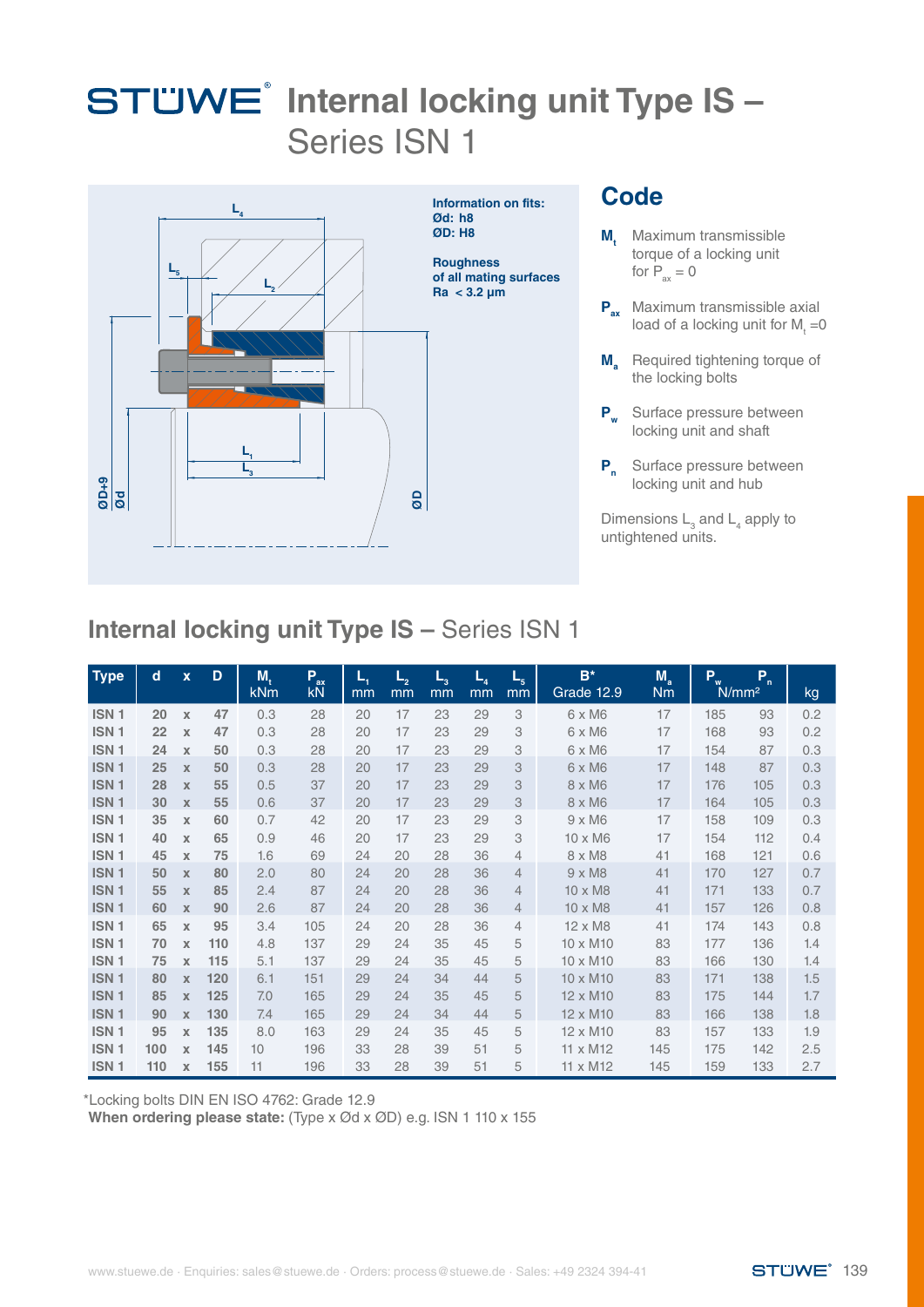# STÜWE® Internal locking unit Type IS – Series ISN 1

**Information on fits:**
**Ød: h8**
**ØD: H8**

**Roughness of all mating surfaces Ra < 3.2 µm**

## Code

- **$M_t$** Maximum transmissible torque of a locking unit for $P_{ax} = 0$
- **$P_{ax}$** Maximum transmissible axial load of a locking unit for $M_t = 0$
- **$M_a$** Required tightening torque of the locking bolts
- **$P_w$** Surface pressure between locking unit and shaft
- **$P_n$** Surface pressure between locking unit and hub

Dimensions $L_3$ and $L_4$ apply to untightened units.

## Internal locking unit Type IS – Series ISN 1

| Type | d | x | D | $M_t$ kNm | $P_{ax}$ kN | $L_1$ mm | $L_2$ mm | $L_3$ mm | $L_4$ mm | $L_5$ mm | B* Grade 12.9 | $M_a$ Nm | $P_w$ N/mm² | $P_n$ N/mm² | kg |
|---|---|---|---|---|---|---|---|---|---|---|---|---|---|---|---|
| ISN 1 | 20 | x | 47 | 0.3 | 28 | 20 | 17 | 23 | 29 | 3 | 6 x M6 | 17 | 185 | 93 | 0.2 |
| ISN 1 | 22 | x | 47 | 0.3 | 28 | 20 | 17 | 23 | 29 | 3 | 6 x M6 | 17 | 168 | 93 | 0.2 |
| ISN 1 | 24 | x | 50 | 0.3 | 28 | 20 | 17 | 23 | 29 | 3 | 6 x M6 | 17 | 154 | 87 | 0.3 |
| ISN 1 | 25 | x | 50 | 0.3 | 28 | 20 | 17 | 23 | 29 | 3 | 6 x M6 | 17 | 148 | 87 | 0.3 |
| ISN 1 | 28 | x | 55 | 0.5 | 37 | 20 | 17 | 23 | 29 | 3 | 8 x M6 | 17 | 176 | 105 | 0.3 |
| ISN 1 | 30 | x | 55 | 0.6 | 37 | 20 | 17 | 23 | 29 | 3 | 8 x M6 | 17 | 164 | 105 | 0.3 |
| ISN 1 | 35 | x | 60 | 0.7 | 42 | 20 | 17 | 23 | 29 | 3 | 9 x M6 | 17 | 158 | 109 | 0.3 |
| ISN 1 | 40 | x | 65 | 0.9 | 46 | 20 | 17 | 23 | 29 | 3 | 10 x M6 | 17 | 154 | 112 | 0.4 |
| ISN 1 | 45 | x | 75 | 1.6 | 69 | 24 | 20 | 28 | 36 | 4 | 8 x M8 | 41 | 168 | 121 | 0.6 |
| ISN 1 | 50 | x | 80 | 2.0 | 80 | 24 | 20 | 28 | 36 | 4 | 9 x M8 | 41 | 170 | 127 | 0.7 |
| ISN 1 | 55 | x | 85 | 2.4 | 87 | 24 | 20 | 28 | 36 | 4 | 10 x M8 | 41 | 171 | 133 | 0.7 |
| ISN 1 | 60 | x | 90 | 2.6 | 87 | 24 | 20 | 28 | 36 | 4 | 10 x M8 | 41 | 157 | 126 | 0.8 |
| ISN 1 | 65 | x | 95 | 3.4 | 105 | 24 | 20 | 28 | 36 | 4 | 12 x M8 | 41 | 174 | 143 | 0.8 |
| ISN 1 | 70 | x | 110 | 4.8 | 137 | 29 | 24 | 35 | 45 | 5 | 10 x M10 | 83 | 177 | 136 | 1.4 |
| ISN 1 | 75 | x | 115 | 5.1 | 137 | 29 | 24 | 35 | 45 | 5 | 10 x M10 | 83 | 166 | 130 | 1.4 |
| ISN 1 | 80 | x | 120 | 6.1 | 151 | 29 | 24 | 34 | 44 | 5 | 10 x M10 | 83 | 171 | 138 | 1.5 |
| ISN 1 | 85 | x | 125 | 7.0 | 165 | 29 | 24 | 35 | 45 | 5 | 12 x M10 | 83 | 175 | 144 | 1.7 |
| ISN 1 | 90 | x | 130 | 7.4 | 165 | 29 | 24 | 34 | 44 | 5 | 12 x M10 | 83 | 166 | 138 | 1.8 |
| ISN 1 | 95 | x | 135 | 8.0 | 163 | 29 | 24 | 35 | 45 | 5 | 12 x M10 | 83 | 157 | 133 | 1.9 |
| ISN 1 | 100 | x | 145 | 10 | 196 | 33 | 28 | 39 | 51 | 5 | 11 x M12 | 145 | 175 | 142 | 2.5 |
| ISN 1 | 110 | x | 155 | 11 | 196 | 33 | 28 | 39 | 51 | 5 | 11 x M12 | 145 | 159 | 133 | 2.7 |

*Locking bolts DIN EN ISO 4762: Grade 12.9

**When ordering please state:** (Type x Ød x ØD) e.g. ISN 1 110 x 155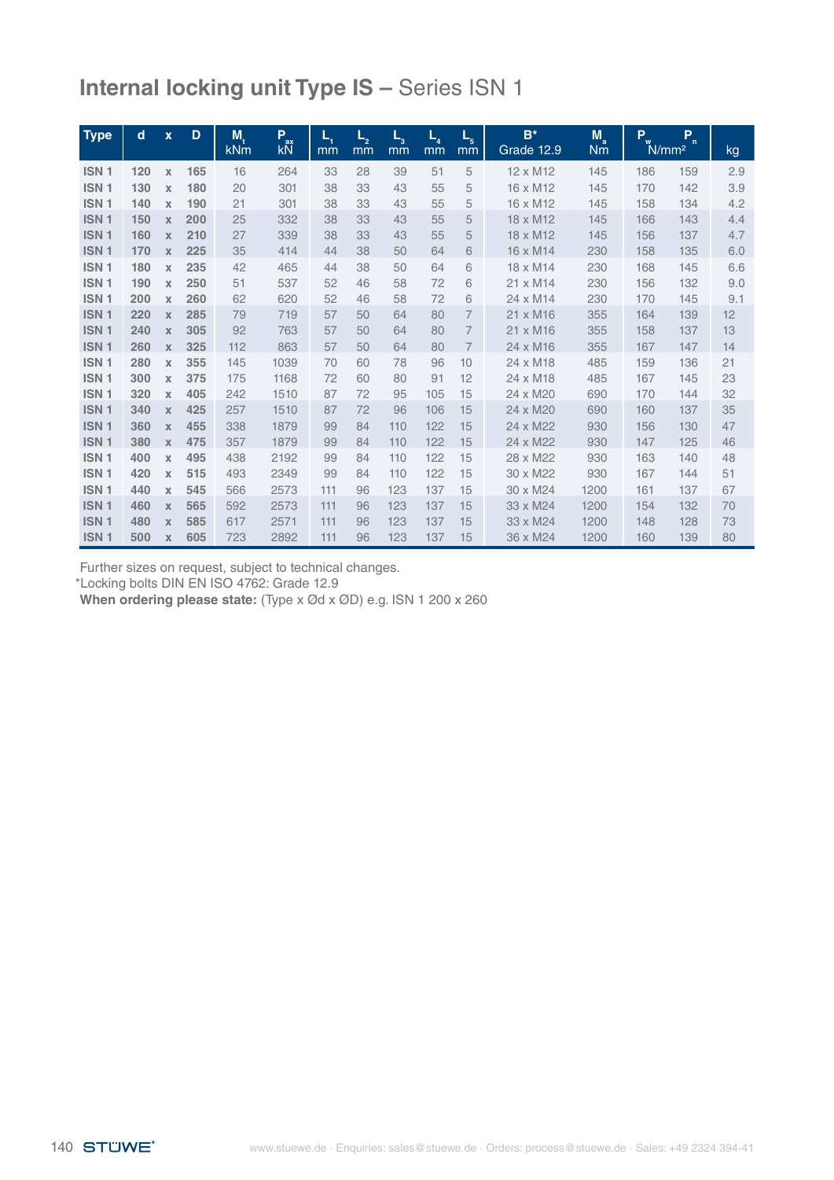# Internal locking unit Type IS – Series ISN 1

| Type | d | x | D | $M_t$ kNm | $P_{ax}$ kN | $L_1$ mm | $L_2$ mm | $L_3$ mm | $L_4$ mm | $L_5$ mm | B* Grade 12.9 | $M_a$ Nm | $P_w$ N/mm² | $P_n$ N/mm² | kg |
|---|---|---|---|---|---|---|---|---|---|---|---|---|---|---|---|
| ISN 1 | 120 | x | 165 | 16 | 264 | 33 | 28 | 39 | 51 | 5 | 12 x M12 | 145 | 186 | 159 | 2.9 |
| ISN 1 | 130 | x | 180 | 20 | 301 | 38 | 33 | 43 | 55 | 5 | 16 x M12 | 145 | 170 | 142 | 3.9 |
| ISN 1 | 140 | x | 190 | 21 | 301 | 38 | 33 | 43 | 55 | 5 | 16 x M12 | 145 | 158 | 134 | 4.2 |
| ISN 1 | 150 | x | 200 | 25 | 332 | 38 | 33 | 43 | 55 | 5 | 18 x M12 | 145 | 166 | 143 | 4.4 |
| ISN 1 | 160 | x | 210 | 27 | 339 | 38 | 33 | 43 | 55 | 5 | 18 x M12 | 145 | 156 | 137 | 4.7 |
| ISN 1 | 170 | x | 225 | 35 | 414 | 44 | 38 | 50 | 64 | 6 | 16 x M14 | 230 | 158 | 135 | 6.0 |
| ISN 1 | 180 | x | 235 | 42 | 465 | 44 | 38 | 50 | 64 | 6 | 18 x M14 | 230 | 168 | 145 | 6.6 |
| ISN 1 | 190 | x | 250 | 51 | 537 | 52 | 46 | 58 | 72 | 6 | 21 x M14 | 230 | 156 | 132 | 9.0 |
| ISN 1 | 200 | x | 260 | 62 | 620 | 52 | 46 | 58 | 72 | 6 | 24 x M14 | 230 | 170 | 145 | 9.1 |
| ISN 1 | 220 | x | 285 | 79 | 719 | 57 | 50 | 64 | 80 | 7 | 21 x M16 | 355 | 164 | 139 | 12 |
| ISN 1 | 240 | x | 305 | 92 | 763 | 57 | 50 | 64 | 80 | 7 | 21 x M16 | 355 | 158 | 137 | 13 |
| ISN 1 | 260 | x | 325 | 112 | 863 | 57 | 50 | 64 | 80 | 7 | 24 x M16 | 355 | 167 | 147 | 14 |
| ISN 1 | 280 | x | 355 | 145 | 1039 | 70 | 60 | 78 | 96 | 10 | 24 x M18 | 485 | 159 | 136 | 21 |
| ISN 1 | 300 | x | 375 | 175 | 1168 | 72 | 60 | 80 | 91 | 12 | 24 x M18 | 485 | 167 | 145 | 23 |
| ISN 1 | 320 | x | 405 | 242 | 1510 | 87 | 72 | 95 | 105 | 15 | 24 x M20 | 690 | 170 | 144 | 32 |
| ISN 1 | 340 | x | 425 | 257 | 1510 | 87 | 72 | 96 | 106 | 15 | 24 x M20 | 690 | 160 | 137 | 35 |
| ISN 1 | 360 | x | 455 | 338 | 1879 | 99 | 84 | 110 | 122 | 15 | 24 x M22 | 930 | 156 | 130 | 47 |
| ISN 1 | 380 | x | 475 | 357 | 1879 | 99 | 84 | 110 | 122 | 15 | 24 x M22 | 930 | 147 | 125 | 46 |
| ISN 1 | 400 | x | 495 | 438 | 2192 | 99 | 84 | 110 | 122 | 15 | 28 x M22 | 930 | 163 | 140 | 48 |
| ISN 1 | 420 | x | 515 | 493 | 2349 | 99 | 84 | 110 | 122 | 15 | 30 x M22 | 930 | 167 | 144 | 51 |
| ISN 1 | 440 | x | 545 | 566 | 2573 | 111 | 96 | 123 | 137 | 15 | 30 x M24 | 1200 | 161 | 137 | 67 |
| ISN 1 | 460 | x | 565 | 592 | 2573 | 111 | 96 | 123 | 137 | 15 | 33 x M24 | 1200 | 154 | 132 | 70 |
| ISN 1 | 480 | x | 585 | 617 | 2571 | 111 | 96 | 123 | 137 | 15 | 33 x M24 | 1200 | 148 | 128 | 73 |
| ISN 1 | 500 | x | 605 | 723 | 2892 | 111 | 96 | 123 | 137 | 15 | 36 x M24 | 1200 | 160 | 139 | 80 |

Further sizes on request, subject to technical changes.
*Locking bolts DIN EN ISO 4762: Grade 12.9
**When ordering please state:** (Type x Ød x ØD) e.g. ISN 1 200 x 260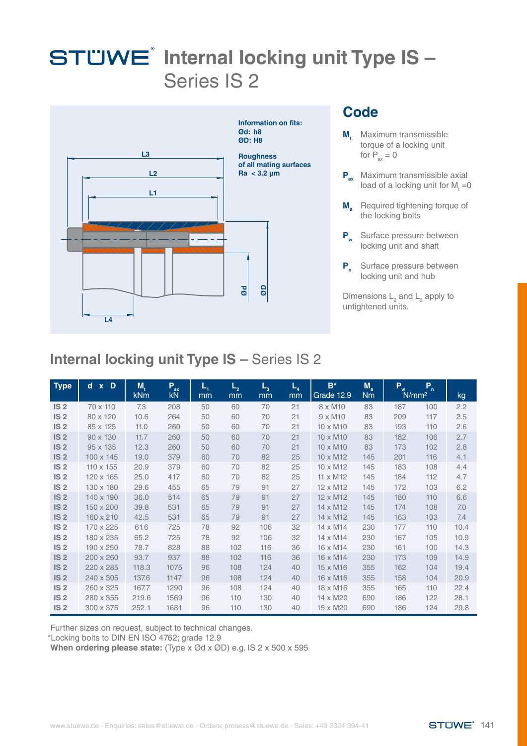# STÜWE® Internal locking unit Type IS – Series IS 2

Information on fits:
Ød: h8
ØD: H8

Roughness of all mating surfaces
Ra < 3.2 µm

L3
L2
L1
L4
Ød
ØD

## Code

**$M_t$** Maximum transmissible torque of a locking unit for $P_{ax} = 0$

**$P_{ax}$** Maximum transmissible axial load of a locking unit for $M_t = 0$

**$M_a$** Required tightening torque of the locking bolts

**$P_w$** Surface pressure between locking unit and shaft

**$P_n$** Surface pressure between locking unit and hub

Dimensions $L_2$ and $L_3$ apply to untightened units.

## Internal locking unit Type IS – Series IS 2

| Type | d x D | $M_t$ kNm | $P_{ax}$ kN | $L_1$ mm | $L_2$ mm | $L_3$ mm | $L_4$ mm | B* Grade 12.9 | $M_a$ Nm | $P_w$ N/mm² | $P_n$ N/mm² | kg |
|---|---|---|---|---|---|---|---|---|---|---|---|---|
| **IS 2** | 70 x 110 | 7.3 | 208 | 50 | 60 | 70 | 21 | 8 x M10 | 83 | 187 | 100 | 2.2 |
| **IS 2** | 80 x 120 | 10.6 | 264 | 50 | 60 | 70 | 21 | 9 x M10 | 83 | 209 | 117 | 2.5 |
| **IS 2** | 85 x 125 | 11.0 | 260 | 50 | 60 | 70 | 21 | 10 x M10 | 83 | 193 | 110 | 2.6 |
| **IS 2** | 90 x 130 | 11.7 | 260 | 50 | 60 | 70 | 21 | 10 x M10 | 83 | 182 | 106 | 2.7 |
| **IS 2** | 95 x 135 | 12.3 | 260 | 50 | 60 | 70 | 21 | 10 x M10 | 83 | 173 | 102 | 2.8 |
| **IS 2** | 100 x 145 | 19.0 | 379 | 60 | 70 | 82 | 25 | 10 x M12 | 145 | 201 | 116 | 4.1 |
| **IS 2** | 110 x 155 | 20.9 | 379 | 60 | 70 | 82 | 25 | 10 x M12 | 145 | 183 | 108 | 4.4 |
| **IS 2** | 120 x 165 | 25.0 | 417 | 60 | 70 | 82 | 25 | 11 x M12 | 145 | 184 | 112 | 4.7 |
| **IS 2** | 130 x 180 | 29.6 | 455 | 65 | 79 | 91 | 27 | 12 x M12 | 145 | 172 | 103 | 6.2 |
| **IS 2** | 140 x 190 | 36.0 | 514 | 65 | 79 | 91 | 27 | 12 x M12 | 145 | 180 | 110 | 6.6 |
| **IS 2** | 150 x 200 | 39.8 | 531 | 65 | 79 | 91 | 27 | 14 x M12 | 145 | 174 | 108 | 7.0 |
| **IS 2** | 160 x 210 | 42.5 | 531 | 65 | 79 | 91 | 27 | 14 x M12 | 145 | 163 | 103 | 7.4 |
| **IS 2** | 170 x 225 | 61.6 | 725 | 78 | 92 | 106 | 32 | 14 x M14 | 230 | 177 | 110 | 10.4 |
| **IS 2** | 180 x 235 | 65.2 | 725 | 78 | 92 | 106 | 32 | 14 x M14 | 230 | 167 | 105 | 10.9 |
| **IS 2** | 190 x 250 | 78.7 | 828 | 88 | 102 | 116 | 36 | 16 x M14 | 230 | 161 | 100 | 14.3 |
| **IS 2** | 200 x 260 | 93.7 | 937 | 88 | 102 | 116 | 36 | 16 x M14 | 230 | 173 | 109 | 14.9 |
| **IS 2** | 220 x 285 | 118.3 | 1075 | 96 | 108 | 124 | 40 | 15 x M16 | 355 | 162 | 104 | 19.4 |
| **IS 2** | 240 x 305 | 137.6 | 1147 | 96 | 108 | 124 | 40 | 16 x M16 | 355 | 158 | 104 | 20.9 |
| **IS 2** | 260 x 325 | 167.7 | 1290 | 96 | 108 | 124 | 40 | 18 x M16 | 355 | 165 | 110 | 22.4 |
| **IS 2** | 280 x 355 | 219.6 | 1569 | 96 | 110 | 130 | 40 | 14 x M20 | 690 | 186 | 122 | 28.1 |
| **IS 2** | 300 x 375 | 252.1 | 1681 | 96 | 110 | 130 | 40 | 15 x M20 | 690 | 186 | 124 | 29.8 |

Further sizes on request, subject to technical changes.
*Locking bolts to DIN EN ISO 4762; grade 12.9
**When ordering please state:** (Type x Ød x ØD) e.g. IS 2 x 500 x 595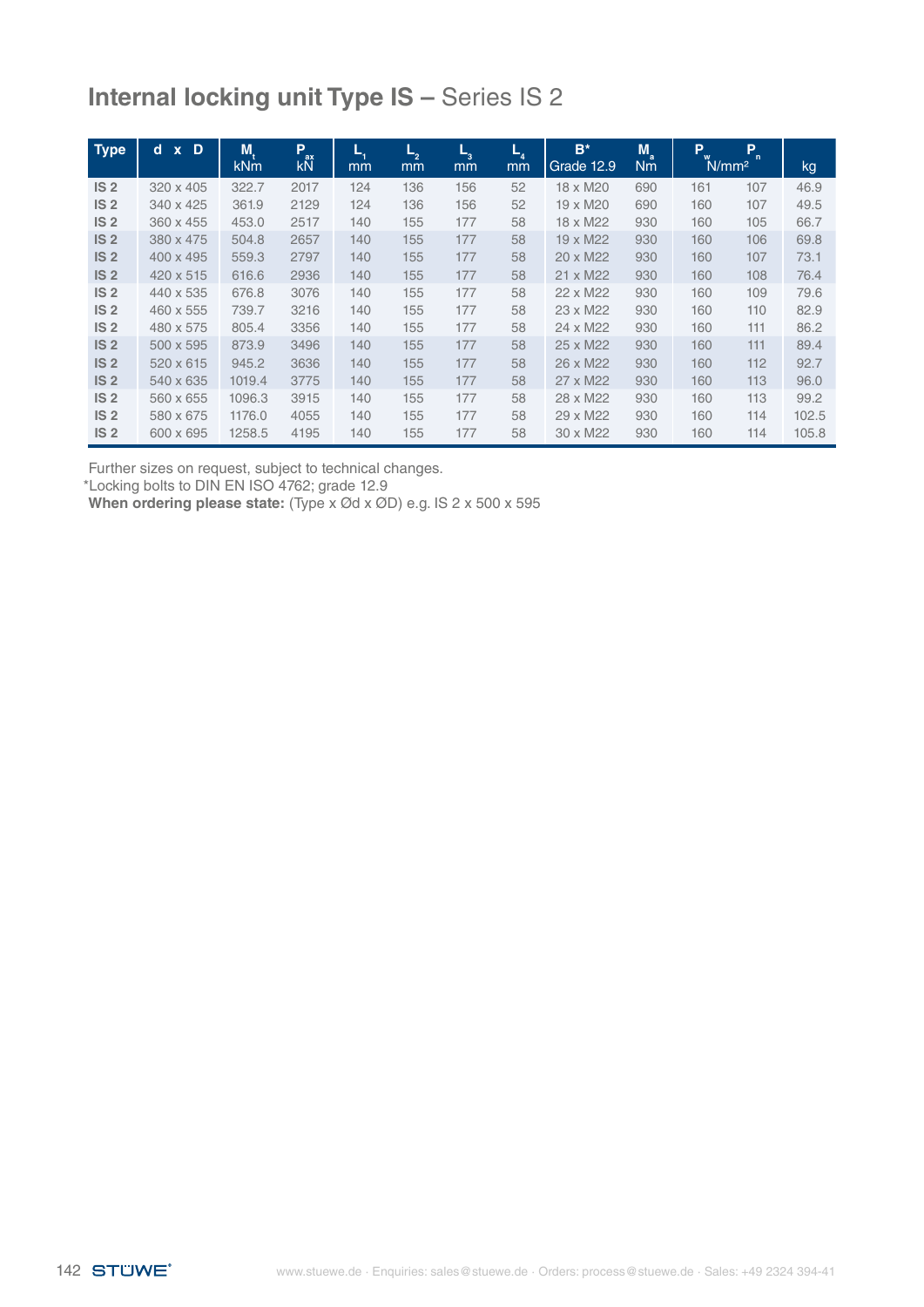# Internal locking unit Type IS – Series IS 2

| Type | d x D | $M_t$ kNm | $P_{ax}$ kN | $L_1$ mm | $L_2$ mm | $L_3$ mm | $L_4$ mm | B* Grade 12.9 | $M_a$ Nm | $P_w$ N/mm² | $P_n$ N/mm² | kg |
|---|---|---|---|---|---|---|---|---|---|---|---|---|
| **IS 2** | 320 x 405 | 322.7 | 2017 | 124 | 136 | 156 | 52 | 18 x M20 | 690 | 161 | 107 | 46.9 |
| **IS 2** | 340 x 425 | 361.9 | 2129 | 124 | 136 | 156 | 52 | 19 x M20 | 690 | 160 | 107 | 49.5 |
| **IS 2** | 360 x 455 | 453.0 | 2517 | 140 | 155 | 177 | 58 | 18 x M22 | 930 | 160 | 105 | 66.7 |
| **IS 2** | 380 x 475 | 504.8 | 2657 | 140 | 155 | 177 | 58 | 19 x M22 | 930 | 160 | 106 | 69.8 |
| **IS 2** | 400 x 495 | 559.3 | 2797 | 140 | 155 | 177 | 58 | 20 x M22 | 930 | 160 | 107 | 73.1 |
| **IS 2** | 420 x 515 | 616.6 | 2936 | 140 | 155 | 177 | 58 | 21 x M22 | 930 | 160 | 108 | 76.4 |
| **IS 2** | 440 x 535 | 676.8 | 3076 | 140 | 155 | 177 | 58 | 22 x M22 | 930 | 160 | 109 | 79.6 |
| **IS 2** | 460 x 555 | 739.7 | 3216 | 140 | 155 | 177 | 58 | 23 x M22 | 930 | 160 | 110 | 82.9 |
| **IS 2** | 480 x 575 | 805.4 | 3356 | 140 | 155 | 177 | 58 | 24 x M22 | 930 | 160 | 111 | 86.2 |
| **IS 2** | 500 x 595 | 873.9 | 3496 | 140 | 155 | 177 | 58 | 25 x M22 | 930 | 160 | 111 | 89.4 |
| **IS 2** | 520 x 615 | 945.2 | 3636 | 140 | 155 | 177 | 58 | 26 x M22 | 930 | 160 | 112 | 92.7 |
| **IS 2** | 540 x 635 | 1019.4 | 3775 | 140 | 155 | 177 | 58 | 27 x M22 | 930 | 160 | 113 | 96.0 |
| **IS 2** | 560 x 655 | 1096.3 | 3915 | 140 | 155 | 177 | 58 | 28 x M22 | 930 | 160 | 113 | 99.2 |
| **IS 2** | 580 x 675 | 1176.0 | 4055 | 140 | 155 | 177 | 58 | 29 x M22 | 930 | 160 | 114 | 102.5 |
| **IS 2** | 600 x 695 | 1258.5 | 4195 | 140 | 155 | 177 | 58 | 30 x M22 | 930 | 160 | 114 | 105.8 |

Further sizes on request, subject to technical changes.
*Locking bolts to DIN EN ISO 4762; grade 12.9
**When ordering please state:** (Type x Ød x ØD) e.g. IS 2 x 500 x 595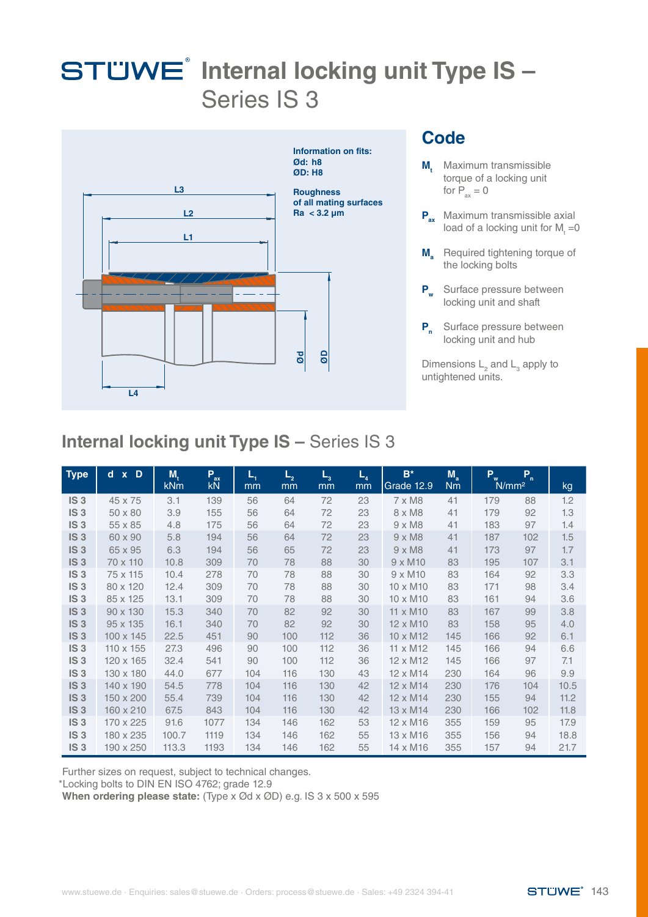# STÜWE® Internal locking unit Type IS – Series IS 3

Information on fits:
Ød: h8
ØD: H8

Roughness of all mating surfaces Ra < 3.2 µm

## Code

- $M_t$ Maximum transmissible torque of a locking unit for $P_{ax} = 0$
- $P_{ax}$ Maximum transmissible axial load of a locking unit for $M_t = 0$
- $M_a$ Required tightening torque of the locking bolts
- $P_w$ Surface pressure between locking unit and shaft
- $P_n$ Surface pressure between locking unit and hub

Dimensions $L_2$ and $L_3$ apply to untightened units.

## Internal locking unit Type IS – Series IS 3

| Type | d x D | $M_t$ kNm | $P_{ax}$ kN | $L_1$ mm | $L_2$ mm | $L_3$ mm | $L_4$ mm | B* Grade 12.9 | $M_a$ Nm | $P_w$ N/mm² | $P_n$ N/mm² | kg |
|---|---|---|---|---|---|---|---|---|---|---|---|---|
| IS 3 | 45 x 75 | 3.1 | 139 | 56 | 64 | 72 | 23 | 7 x M8 | 41 | 179 | 88 | 1.2 |
| IS 3 | 50 x 80 | 3.9 | 155 | 56 | 64 | 72 | 23 | 8 x M8 | 41 | 179 | 92 | 1.3 |
| IS 3 | 55 x 85 | 4.8 | 175 | 56 | 64 | 72 | 23 | 9 x M8 | 41 | 183 | 97 | 1.4 |
| IS 3 | 60 x 90 | 5.8 | 194 | 56 | 64 | 72 | 23 | 9 x M8 | 41 | 187 | 102 | 1.5 |
| IS 3 | 65 x 95 | 6.3 | 194 | 56 | 65 | 72 | 23 | 9 x M8 | 41 | 173 | 97 | 1.7 |
| IS 3 | 70 x 110 | 10.8 | 309 | 70 | 78 | 88 | 30 | 9 x M10 | 83 | 195 | 107 | 3.1 |
| IS 3 | 75 x 115 | 10.4 | 278 | 70 | 78 | 88 | 30 | 9 x M10 | 83 | 164 | 92 | 3.3 |
| IS 3 | 80 x 120 | 12.4 | 309 | 70 | 78 | 88 | 30 | 10 x M10 | 83 | 171 | 98 | 3.4 |
| IS 3 | 85 x 125 | 13.1 | 309 | 70 | 78 | 88 | 30 | 10 x M10 | 83 | 161 | 94 | 3.6 |
| IS 3 | 90 x 130 | 15.3 | 340 | 70 | 82 | 92 | 30 | 11 x M10 | 83 | 167 | 99 | 3.8 |
| IS 3 | 95 x 135 | 16.1 | 340 | 70 | 82 | 92 | 30 | 12 x M10 | 83 | 158 | 95 | 4.0 |
| IS 3 | 100 x 145 | 22.5 | 451 | 90 | 100 | 112 | 36 | 10 x M12 | 145 | 166 | 92 | 6.1 |
| IS 3 | 110 x 155 | 27.3 | 496 | 90 | 100 | 112 | 36 | 11 x M12 | 145 | 166 | 94 | 6.6 |
| IS 3 | 120 x 165 | 32.4 | 541 | 90 | 100 | 112 | 36 | 12 x M12 | 145 | 166 | 97 | 7.1 |
| IS 3 | 130 x 180 | 44.0 | 677 | 104 | 116 | 130 | 43 | 12 x M14 | 230 | 164 | 96 | 9.9 |
| IS 3 | 140 x 190 | 54.5 | 778 | 104 | 116 | 130 | 42 | 12 x M14 | 230 | 176 | 104 | 10.5 |
| IS 3 | 150 x 200 | 55.4 | 739 | 104 | 116 | 130 | 42 | 12 x M14 | 230 | 155 | 94 | 11.2 |
| IS 3 | 160 x 210 | 67.5 | 843 | 104 | 116 | 130 | 42 | 13 x M14 | 230 | 166 | 102 | 11.8 |
| IS 3 | 170 x 225 | 91.6 | 1077 | 134 | 146 | 162 | 53 | 12 x M16 | 355 | 159 | 95 | 17.9 |
| IS 3 | 180 x 235 | 100.7 | 1119 | 134 | 146 | 162 | 55 | 13 x M16 | 355 | 156 | 94 | 18.8 |
| IS 3 | 190 x 250 | 113.3 | 1193 | 134 | 146 | 162 | 55 | 14 x M16 | 355 | 157 | 94 | 21.7 |

Further sizes on request, subject to technical changes.
*Locking bolts to DIN EN ISO 4762; grade 12.9
**When ordering please state:** (Type x Ød x ØD) e.g. IS 3 x 500 x 595

www.stuewe.de · Enquiries: sales@stuewe.de · Orders: process@stuewe.de · Sales: +49 2324 394-41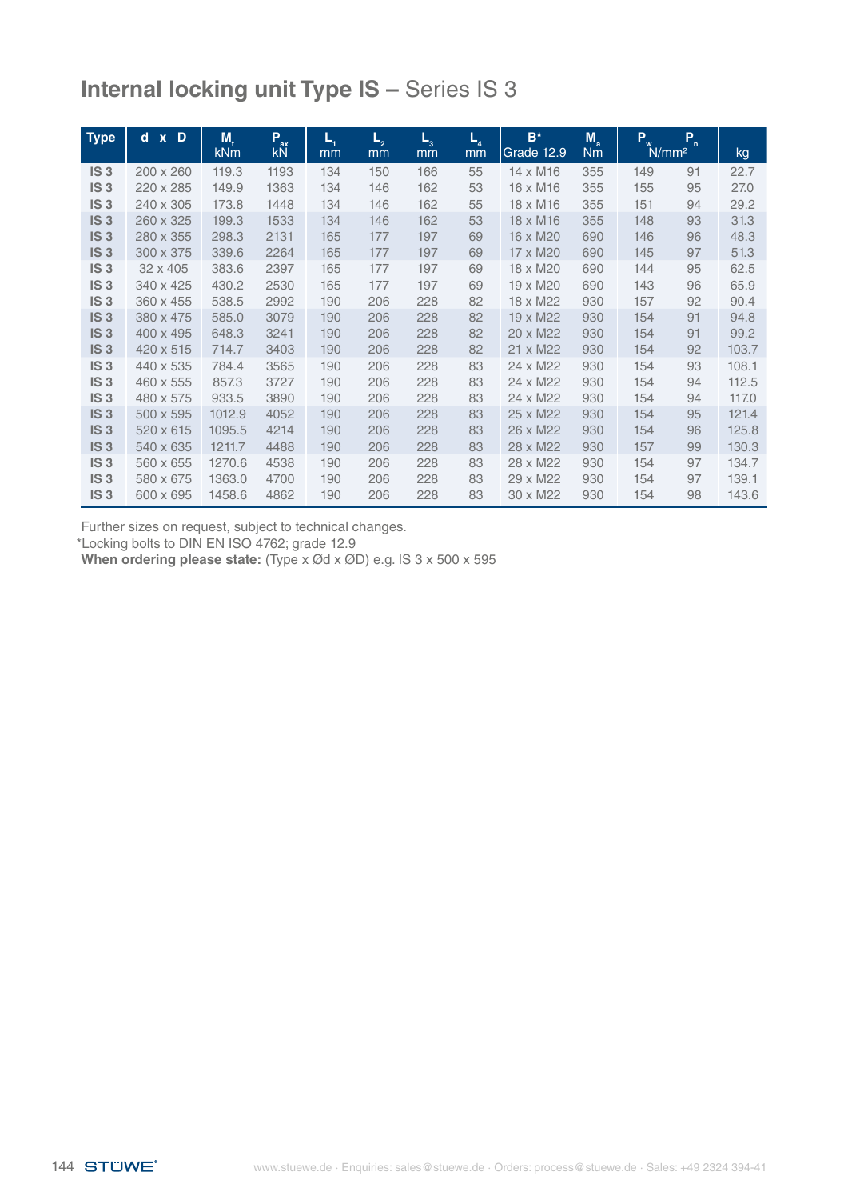## Internal locking unit Type IS – Series IS 3

| Type | d x D | $M_t$ kNm | $P_{ax}$ kN | $L_1$ mm | $L_2$ mm | $L_3$ mm | $L_4$ mm | B* Grade 12.9 | $M_a$ Nm | $P_w$ N/mm² | $P_n$ N/mm² | kg |
|---|---|---|---|---|---|---|---|---|---|---|---|---|
| **IS 3** | 200 x 260 | 119.3 | 1193 | 134 | 150 | 166 | 55 | 14 x M16 | 355 | 149 | 91 | 22.7 |
| **IS 3** | 220 x 285 | 149.9 | 1363 | 134 | 146 | 162 | 53 | 16 x M16 | 355 | 155 | 95 | 27.0 |
| **IS 3** | 240 x 305 | 173.8 | 1448 | 134 | 146 | 162 | 55 | 18 x M16 | 355 | 151 | 94 | 29.2 |
| **IS 3** | 260 x 325 | 199.3 | 1533 | 134 | 146 | 162 | 53 | 18 x M16 | 355 | 148 | 93 | 31.3 |
| **IS 3** | 280 x 355 | 298.3 | 2131 | 165 | 177 | 197 | 69 | 16 x M20 | 690 | 146 | 96 | 48.3 |
| **IS 3** | 300 x 375 | 339.6 | 2264 | 165 | 177 | 197 | 69 | 17 x M20 | 690 | 145 | 97 | 51.3 |
| **IS 3** | 32 x 405 | 383.6 | 2397 | 165 | 177 | 197 | 69 | 18 x M20 | 690 | 144 | 95 | 62.5 |
| **IS 3** | 340 x 425 | 430.2 | 2530 | 165 | 177 | 197 | 69 | 19 x M20 | 690 | 143 | 96 | 65.9 |
| **IS 3** | 360 x 455 | 538.5 | 2992 | 190 | 206 | 228 | 82 | 18 x M22 | 930 | 157 | 92 | 90.4 |
| **IS 3** | 380 x 475 | 585.0 | 3079 | 190 | 206 | 228 | 82 | 19 x M22 | 930 | 154 | 91 | 94.8 |
| **IS 3** | 400 x 495 | 648.3 | 3241 | 190 | 206 | 228 | 82 | 20 x M22 | 930 | 154 | 91 | 99.2 |
| **IS 3** | 420 x 515 | 714.7 | 3403 | 190 | 206 | 228 | 82 | 21 x M22 | 930 | 154 | 92 | 103.7 |
| **IS 3** | 440 x 535 | 784.4 | 3565 | 190 | 206 | 228 | 83 | 24 x M22 | 930 | 154 | 93 | 108.1 |
| **IS 3** | 460 x 555 | 857.3 | 3727 | 190 | 206 | 228 | 83 | 24 x M22 | 930 | 154 | 94 | 112.5 |
| **IS 3** | 480 x 575 | 933.5 | 3890 | 190 | 206 | 228 | 83 | 24 x M22 | 930 | 154 | 94 | 117.0 |
| **IS 3** | 500 x 595 | 1012.9 | 4052 | 190 | 206 | 228 | 83 | 25 x M22 | 930 | 154 | 95 | 121.4 |
| **IS 3** | 520 x 615 | 1095.5 | 4214 | 190 | 206 | 228 | 83 | 26 x M22 | 930 | 154 | 96 | 125.8 |
| **IS 3** | 540 x 635 | 1211.7 | 4488 | 190 | 206 | 228 | 83 | 28 x M22 | 930 | 157 | 99 | 130.3 |
| **IS 3** | 560 x 655 | 1270.6 | 4538 | 190 | 206 | 228 | 83 | 28 x M22 | 930 | 154 | 97 | 134.7 |
| **IS 3** | 580 x 675 | 1363.0 | 4700 | 190 | 206 | 228 | 83 | 29 x M22 | 930 | 154 | 97 | 139.1 |
| **IS 3** | 600 x 695 | 1458.6 | 4862 | 190 | 206 | 228 | 83 | 30 x M22 | 930 | 154 | 98 | 143.6 |

Further sizes on request, subject to technical changes.

*Locking bolts to DIN EN ISO 4762; grade 12.9

**When ordering please state:** (Type x Ød x ØD) e.g. IS 3 x 500 x 595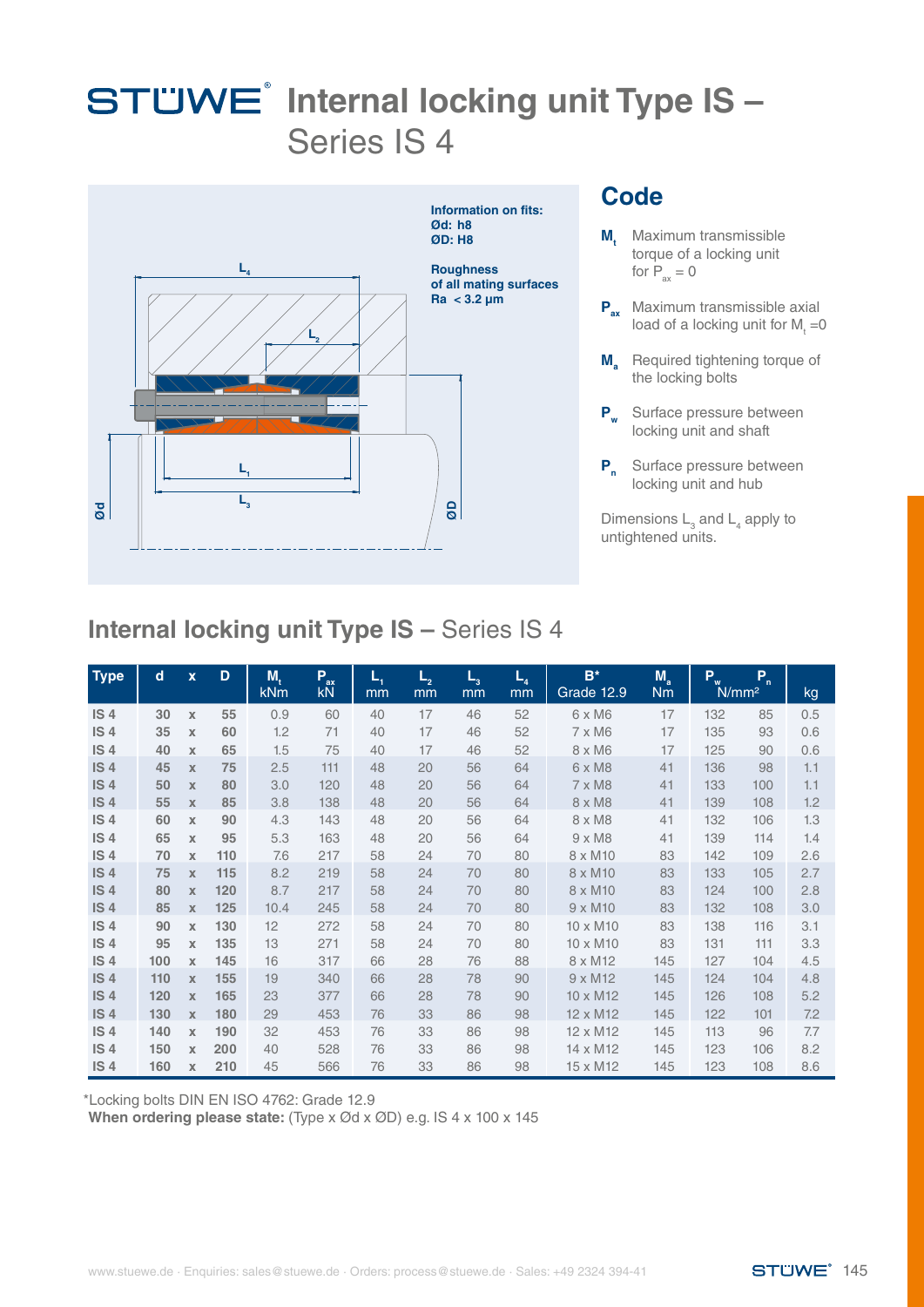# STÜWE® Internal locking unit Type IS – Series IS 4

Information on fits:
Ød: h8
ØD: H8

Roughness of all mating surfaces
Ra < 3.2 µm

## Code

- $M_t$ Maximum transmissible torque of a locking unit for $P_{ax} = 0$
- $P_{ax}$ Maximum transmissible axial load of a locking unit for $M_t = 0$
- $M_a$ Required tightening torque of the locking bolts
- $P_w$ Surface pressure between locking unit and shaft
- $P_n$ Surface pressure between locking unit and hub

Dimensions $L_3$ and $L_4$ apply to untightened units.

## Internal locking unit Type IS – Series IS 4

| Type | d | x | D | $M_t$ kNm | $P_{ax}$ kN | $L_1$ mm | $L_2$ mm | $L_3$ mm | $L_4$ mm | B* Grade 12.9 | $M_a$ Nm | $P_w$ N/mm² | $P_n$ N/mm² | kg |
|---|---|---|---|---|---|---|---|---|---|---|---|---|---|---|
| IS 4 | 30 | x | 55 | 0.9 | 60 | 40 | 17 | 46 | 52 | 6 x M6 | 17 | 132 | 85 | 0.5 |
| IS 4 | 35 | x | 60 | 1.2 | 71 | 40 | 17 | 46 | 52 | 7 x M6 | 17 | 135 | 93 | 0.6 |
| IS 4 | 40 | x | 65 | 1.5 | 75 | 40 | 17 | 46 | 52 | 8 x M6 | 17 | 125 | 90 | 0.6 |
| IS 4 | 45 | x | 75 | 2.5 | 111 | 48 | 20 | 56 | 64 | 6 x M8 | 41 | 136 | 98 | 1.1 |
| IS 4 | 50 | x | 80 | 3.0 | 120 | 48 | 20 | 56 | 64 | 7 x M8 | 41 | 133 | 100 | 1.1 |
| IS 4 | 55 | x | 85 | 3.8 | 138 | 48 | 20 | 56 | 64 | 8 x M8 | 41 | 139 | 108 | 1.2 |
| IS 4 | 60 | x | 90 | 4.3 | 143 | 48 | 20 | 56 | 64 | 8 x M8 | 41 | 132 | 106 | 1.3 |
| IS 4 | 65 | x | 95 | 5.3 | 163 | 48 | 20 | 56 | 64 | 9 x M8 | 41 | 139 | 114 | 1.4 |
| IS 4 | 70 | x | 110 | 7.6 | 217 | 58 | 24 | 70 | 80 | 8 x M10 | 83 | 142 | 109 | 2.6 |
| IS 4 | 75 | x | 115 | 8.2 | 219 | 58 | 24 | 70 | 80 | 8 x M10 | 83 | 133 | 105 | 2.7 |
| IS 4 | 80 | x | 120 | 8.7 | 217 | 58 | 24 | 70 | 80 | 8 x M10 | 83 | 124 | 100 | 2.8 |
| IS 4 | 85 | x | 125 | 10.4 | 245 | 58 | 24 | 70 | 80 | 9 x M10 | 83 | 132 | 108 | 3.0 |
| IS 4 | 90 | x | 130 | 12 | 272 | 58 | 24 | 70 | 80 | 10 x M10 | 83 | 138 | 116 | 3.1 |
| IS 4 | 95 | x | 135 | 13 | 271 | 58 | 24 | 70 | 80 | 10 x M10 | 83 | 131 | 111 | 3.3 |
| IS 4 | 100 | x | 145 | 16 | 317 | 66 | 28 | 76 | 88 | 8 x M12 | 145 | 127 | 104 | 4.5 |
| IS 4 | 110 | x | 155 | 19 | 340 | 66 | 28 | 78 | 90 | 9 x M12 | 145 | 124 | 104 | 4.8 |
| IS 4 | 120 | x | 165 | 23 | 377 | 66 | 28 | 78 | 90 | 10 x M12 | 145 | 126 | 108 | 5.2 |
| IS 4 | 130 | x | 180 | 29 | 453 | 76 | 33 | 86 | 98 | 12 x M12 | 145 | 122 | 101 | 7.2 |
| IS 4 | 140 | x | 190 | 32 | 453 | 76 | 33 | 86 | 98 | 12 x M12 | 145 | 113 | 96 | 7.7 |
| IS 4 | 150 | x | 200 | 40 | 528 | 76 | 33 | 86 | 98 | 14 x M12 | 145 | 123 | 106 | 8.2 |
| IS 4 | 160 | x | 210 | 45 | 566 | 76 | 33 | 86 | 98 | 15 x M12 | 145 | 123 | 108 | 8.6 |

*Locking bolts DIN EN ISO 4762: Grade 12.9

**When ordering please state:** (Type x Ød x ØD) e.g. IS 4 x 100 x 145

www.stuewe.de · Enquiries: sales@stuewe.de · Orders: process@stuewe.de · Sales: +49 2324 394-41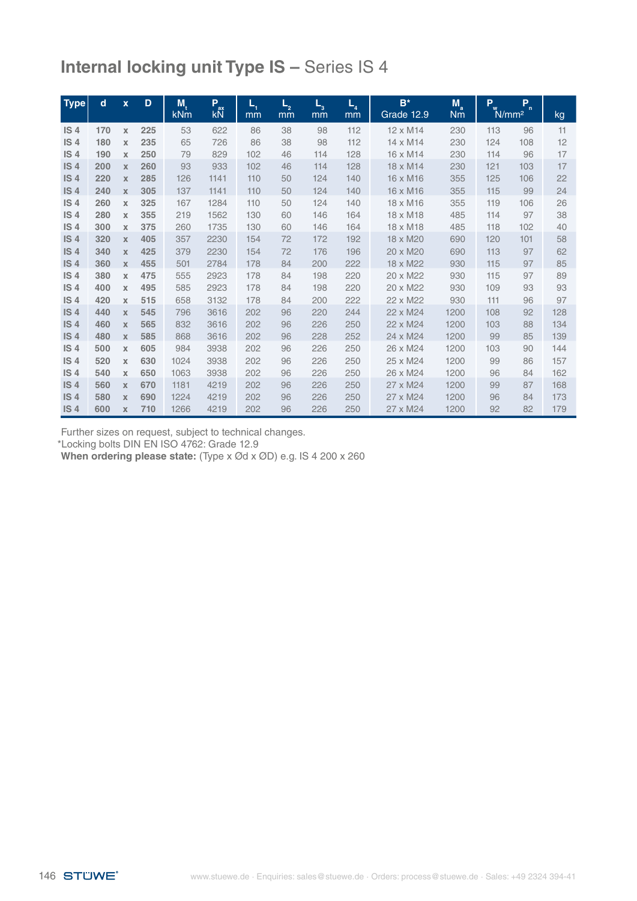# Internal locking unit Type IS – Series IS 4

| Type | d | x | D | $M_t$ kNm | $P_{ax}$ kN | $L_1$ mm | $L_2$ mm | $L_3$ mm | $L_4$ mm | B* Grade 12.9 | $M_a$ Nm | $P_w$ N/mm² | $P_n$ N/mm² | kg |
|---|---|---|---|---|---|---|---|---|---|---|---|---|---|---|
| IS 4 | 170 | x | 225 | 53 | 622 | 86 | 38 | 98 | 112 | 12 x M14 | 230 | 113 | 96 | 11 |
| IS 4 | 180 | x | 235 | 65 | 726 | 86 | 38 | 98 | 112 | 14 x M14 | 230 | 124 | 108 | 12 |
| IS 4 | 190 | x | 250 | 79 | 829 | 102 | 46 | 114 | 128 | 16 x M14 | 230 | 114 | 96 | 17 |
| IS 4 | 200 | x | 260 | 93 | 933 | 102 | 46 | 114 | 128 | 18 x M14 | 230 | 121 | 103 | 17 |
| IS 4 | 220 | x | 285 | 126 | 1141 | 110 | 50 | 124 | 140 | 16 x M16 | 355 | 125 | 106 | 22 |
| IS 4 | 240 | x | 305 | 137 | 1141 | 110 | 50 | 124 | 140 | 16 x M16 | 355 | 115 | 99 | 24 |
| IS 4 | 260 | x | 325 | 167 | 1284 | 110 | 50 | 124 | 140 | 18 x M16 | 355 | 119 | 106 | 26 |
| IS 4 | 280 | x | 355 | 219 | 1562 | 130 | 60 | 146 | 164 | 18 x M18 | 485 | 114 | 97 | 38 |
| IS 4 | 300 | x | 375 | 260 | 1735 | 130 | 60 | 146 | 164 | 18 x M18 | 485 | 118 | 102 | 40 |
| IS 4 | 320 | x | 405 | 357 | 2230 | 154 | 72 | 172 | 192 | 18 x M20 | 690 | 120 | 101 | 58 |
| IS 4 | 340 | x | 425 | 379 | 2230 | 154 | 72 | 176 | 196 | 20 x M20 | 690 | 113 | 97 | 62 |
| IS 4 | 360 | x | 455 | 501 | 2784 | 178 | 84 | 200 | 222 | 18 x M22 | 930 | 115 | 97 | 85 |
| IS 4 | 380 | x | 475 | 555 | 2923 | 178 | 84 | 198 | 220 | 20 x M22 | 930 | 115 | 97 | 89 |
| IS 4 | 400 | x | 495 | 585 | 2923 | 178 | 84 | 198 | 220 | 20 x M22 | 930 | 109 | 93 | 93 |
| IS 4 | 420 | x | 515 | 658 | 3132 | 178 | 84 | 200 | 222 | 22 x M22 | 930 | 111 | 96 | 97 |
| IS 4 | 440 | x | 545 | 796 | 3616 | 202 | 96 | 220 | 244 | 22 x M24 | 1200 | 108 | 92 | 128 |
| IS 4 | 460 | x | 565 | 832 | 3616 | 202 | 96 | 226 | 250 | 22 x M24 | 1200 | 103 | 88 | 134 |
| IS 4 | 480 | x | 585 | 868 | 3616 | 202 | 96 | 228 | 252 | 24 x M24 | 1200 | 99 | 85 | 139 |
| IS 4 | 500 | x | 605 | 984 | 3938 | 202 | 96 | 226 | 250 | 26 x M24 | 1200 | 103 | 90 | 144 |
| IS 4 | 520 | x | 630 | 1024 | 3938 | 202 | 96 | 226 | 250 | 25 x M24 | 1200 | 99 | 86 | 157 |
| IS 4 | 540 | x | 650 | 1063 | 3938 | 202 | 96 | 226 | 250 | 26 x M24 | 1200 | 96 | 84 | 162 |
| IS 4 | 560 | x | 670 | 1181 | 4219 | 202 | 96 | 226 | 250 | 27 x M24 | 1200 | 99 | 87 | 168 |
| IS 4 | 580 | x | 690 | 1224 | 4219 | 202 | 96 | 226 | 250 | 27 x M24 | 1200 | 96 | 84 | 173 |
| IS 4 | 600 | x | 710 | 1266 | 4219 | 202 | 96 | 226 | 250 | 27 x M24 | 1200 | 92 | 82 | 179 |

Further sizes on request, subject to technical changes.
*Locking bolts DIN EN ISO 4762: Grade 12.9
**When ordering please state:** (Type x Ød x ØD) e.g. IS 4 200 x 260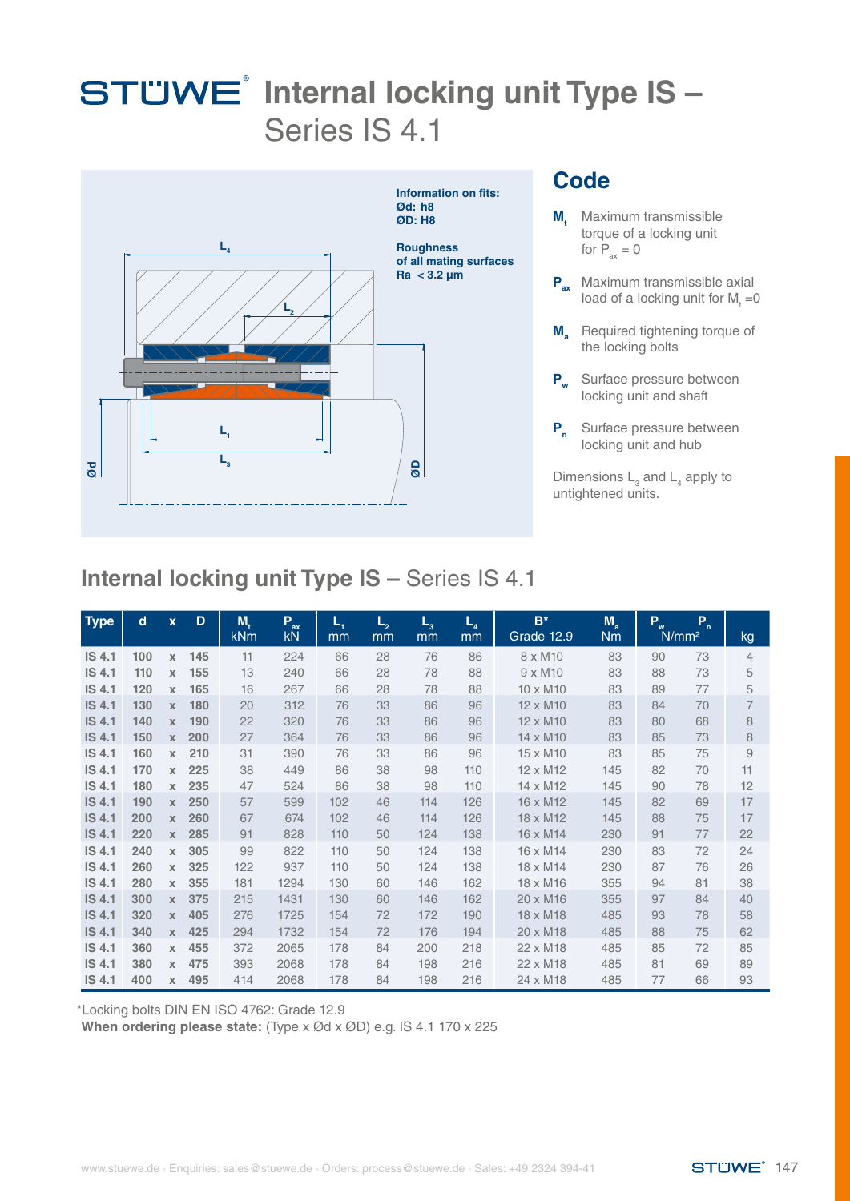# STÜWE® Internal locking unit Type IS – Series IS 4.1

Information on fits:
Ød: h8
ØD: H8

Roughness of all mating surfaces
Ra < 3.2 µm

## Code

- $M_t$ Maximum transmissible torque of a locking unit for $P_{ax} = 0$
- $P_{ax}$ Maximum transmissible axial load of a locking unit for $M_t = 0$
- $M_a$ Required tightening torque of the locking bolts
- $P_w$ Surface pressure between locking unit and shaft
- $P_n$ Surface pressure between locking unit and hub

Dimensions $L_3$ and $L_4$ apply to untightened units.

## Internal locking unit Type IS – Series IS 4.1

| Type | d | x | D | $M_t$ kNm | $P_{ax}$ kN | $L_1$ mm | $L_2$ mm | $L_3$ mm | $L_4$ mm | B* Grade 12.9 | $M_a$ Nm | $P_w$ N/mm² | $P_n$ N/mm² | kg |
|---|---|---|---|---|---|---|---|---|---|---|---|---|---|---|
| IS 4.1 | 100 | x | 145 | 11 | 224 | 66 | 28 | 76 | 86 | 8 x M10 | 83 | 90 | 73 | 4 |
| IS 4.1 | 110 | x | 155 | 13 | 240 | 66 | 28 | 78 | 88 | 9 x M10 | 83 | 88 | 73 | 5 |
| IS 4.1 | 120 | x | 165 | 16 | 267 | 66 | 28 | 78 | 88 | 10 x M10 | 83 | 89 | 77 | 5 |
| IS 4.1 | 130 | x | 180 | 20 | 312 | 76 | 33 | 86 | 96 | 12 x M10 | 83 | 84 | 70 | 7 |
| IS 4.1 | 140 | x | 190 | 22 | 320 | 76 | 33 | 86 | 96 | 12 x M10 | 83 | 80 | 68 | 8 |
| IS 4.1 | 150 | x | 200 | 27 | 364 | 76 | 33 | 86 | 96 | 14 x M10 | 83 | 85 | 73 | 8 |
| IS 4.1 | 160 | x | 210 | 31 | 390 | 76 | 33 | 86 | 96 | 15 x M10 | 83 | 85 | 75 | 9 |
| IS 4.1 | 170 | x | 225 | 38 | 449 | 86 | 38 | 98 | 110 | 12 x M12 | 145 | 82 | 70 | 11 |
| IS 4.1 | 180 | x | 235 | 47 | 524 | 86 | 38 | 98 | 110 | 14 x M12 | 145 | 90 | 78 | 12 |
| IS 4.1 | 190 | x | 250 | 57 | 599 | 102 | 46 | 114 | 126 | 16 x M12 | 145 | 82 | 69 | 17 |
| IS 4.1 | 200 | x | 260 | 67 | 674 | 102 | 46 | 114 | 126 | 18 x M12 | 145 | 88 | 75 | 17 |
| IS 4.1 | 220 | x | 285 | 91 | 828 | 110 | 50 | 124 | 138 | 16 x M14 | 230 | 91 | 77 | 22 |
| IS 4.1 | 240 | x | 305 | 99 | 822 | 110 | 50 | 124 | 138 | 16 x M14 | 230 | 83 | 72 | 24 |
| IS 4.1 | 260 | x | 325 | 122 | 937 | 110 | 50 | 124 | 138 | 18 x M14 | 230 | 87 | 76 | 26 |
| IS 4.1 | 280 | x | 355 | 181 | 1294 | 130 | 60 | 146 | 162 | 18 x M16 | 355 | 94 | 81 | 38 |
| IS 4.1 | 300 | x | 375 | 215 | 1431 | 130 | 60 | 146 | 162 | 20 x M16 | 355 | 97 | 84 | 40 |
| IS 4.1 | 320 | x | 405 | 276 | 1725 | 154 | 72 | 172 | 190 | 18 x M18 | 485 | 93 | 78 | 58 |
| IS 4.1 | 340 | x | 425 | 294 | 1732 | 154 | 72 | 176 | 194 | 20 x M18 | 485 | 88 | 75 | 62 |
| IS 4.1 | 360 | x | 455 | 372 | 2065 | 178 | 84 | 200 | 218 | 22 x M18 | 485 | 85 | 72 | 85 |
| IS 4.1 | 380 | x | 475 | 393 | 2068 | 178 | 84 | 198 | 216 | 22 x M18 | 485 | 81 | 69 | 89 |
| IS 4.1 | 400 | x | 495 | 414 | 2068 | 178 | 84 | 198 | 216 | 24 x M18 | 485 | 77 | 66 | 93 |

*Locking bolts DIN EN ISO 4762: Grade 12.9

**When ordering please state:** (Type x Ød x ØD) e.g. IS 4.1 170 x 225

www.stuewe.de · Enquiries: sales@stuewe.de · Orders: process@stuewe.de · Sales: +49 2324 394-41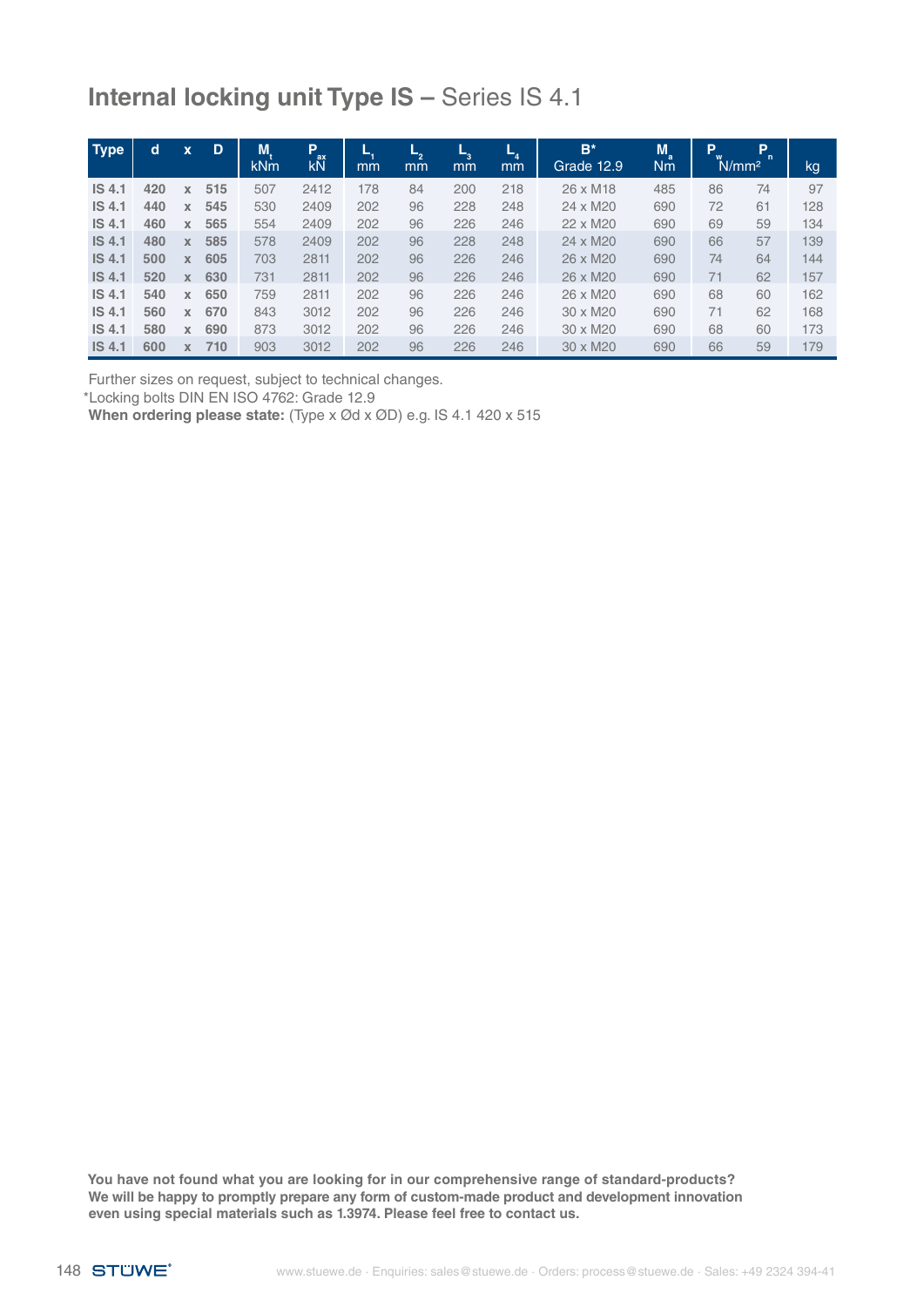# Internal locking unit Type IS – Series IS 4.1

| Type | d | x | D | $M_t$ kNm | $P_{ax}$ kN | $L_1$ mm | $L_2$ mm | $L_3$ mm | $L_4$ mm | B* Grade 12.9 | $M_a$ Nm | $P_w$ N/mm² | $P_n$ N/mm² | kg |
|---|---|---|---|---|---|---|---|---|---|---|---|---|---|---|
| IS 4.1 | 420 | x | 515 | 507 | 2412 | 178 | 84 | 200 | 218 | 26 x M18 | 485 | 86 | 74 | 97 |
| IS 4.1 | 440 | x | 545 | 530 | 2409 | 202 | 96 | 228 | 248 | 24 x M20 | 690 | 72 | 61 | 128 |
| IS 4.1 | 460 | x | 565 | 554 | 2409 | 202 | 96 | 226 | 246 | 22 x M20 | 690 | 69 | 59 | 134 |
| IS 4.1 | 480 | x | 585 | 578 | 2409 | 202 | 96 | 228 | 248 | 24 x M20 | 690 | 66 | 57 | 139 |
| IS 4.1 | 500 | x | 605 | 703 | 2811 | 202 | 96 | 226 | 246 | 26 x M20 | 690 | 74 | 64 | 144 |
| IS 4.1 | 520 | x | 630 | 731 | 2811 | 202 | 96 | 226 | 246 | 26 x M20 | 690 | 71 | 62 | 157 |
| IS 4.1 | 540 | x | 650 | 759 | 2811 | 202 | 96 | 226 | 246 | 26 x M20 | 690 | 68 | 60 | 162 |
| IS 4.1 | 560 | x | 670 | 843 | 3012 | 202 | 96 | 226 | 246 | 30 x M20 | 690 | 71 | 62 | 168 |
| IS 4.1 | 580 | x | 690 | 873 | 3012 | 202 | 96 | 226 | 246 | 30 x M20 | 690 | 68 | 60 | 173 |
| IS 4.1 | 600 | x | 710 | 903 | 3012 | 202 | 96 | 226 | 246 | 30 x M20 | 690 | 66 | 59 | 179 |

Further sizes on request, subject to technical changes.

*Locking bolts DIN EN ISO 4762: Grade 12.9

**When ordering please state:** (Type x Ød x ØD) e.g. IS 4.1 420 x 515

**You have not found what you are looking for in our comprehensive range of standard-products? We will be happy to promptly prepare any form of custom-made product and development innovation even using special materials such as 1.3974. Please feel free to contact us.**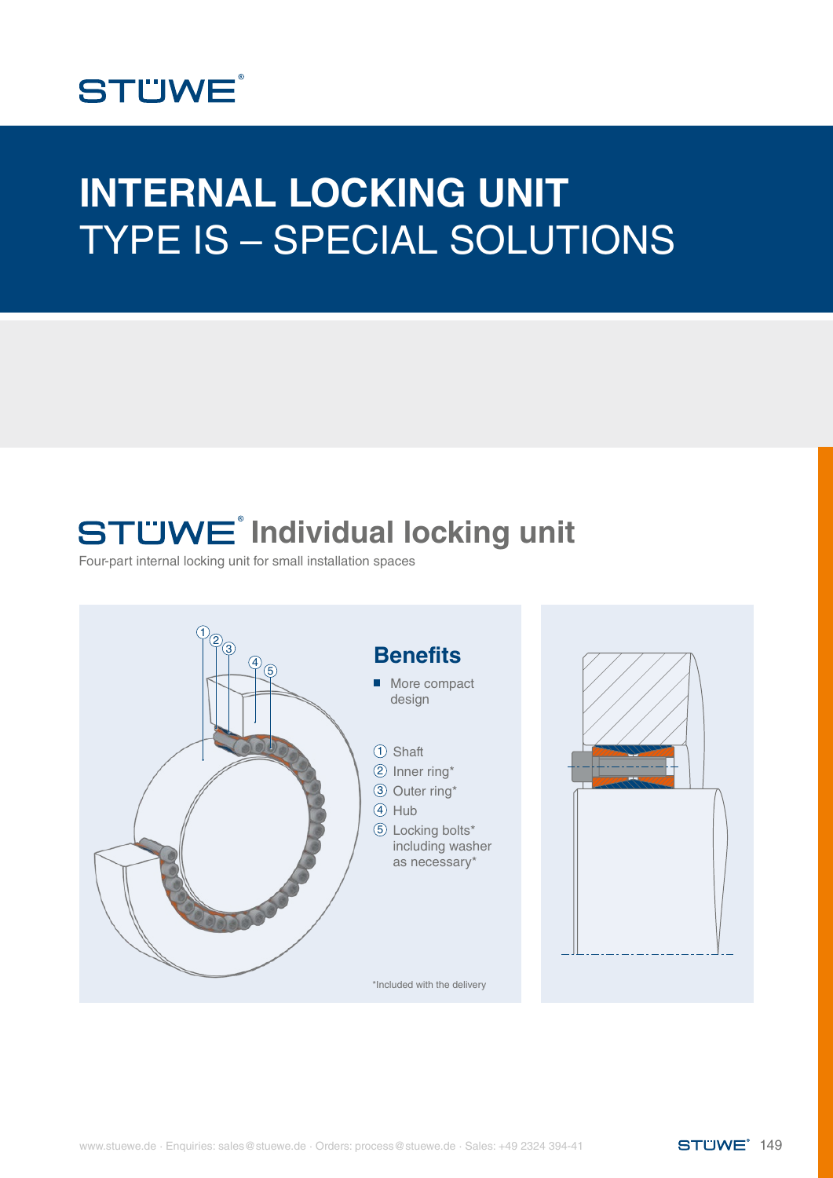# INTERNAL LOCKING UNIT
## TYPE IS – SPECIAL SOLUTIONS

## STÜWE® Individual locking unit

Four-part internal locking unit for small installation spaces

### Benefits

- More compact design

1. Shaft
2. Inner ring*
3. Outer ring*
4. Hub
5. Locking bolts* including washer as necessary*

*Included with the delivery

www.stuewe.de · Enquiries: sales@stuewe.de · Orders: process@stuewe.de · Sales: +49 2324 394-41